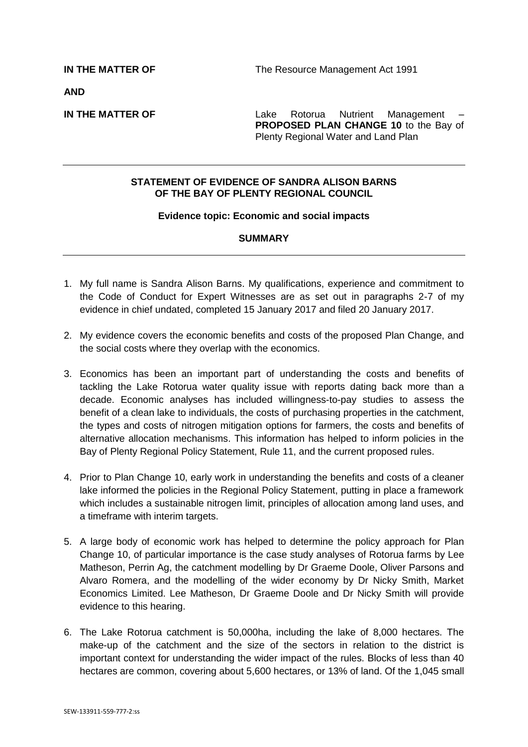**IN THE MATTER OF** The Resource Management Act 1991

**AND**

**IN THE MATTER OF** Lake Rotorua Nutrient Management – **PROPOSED PLAN CHANGE 10** to the Bay of Plenty Regional Water and Land Plan

---

**STATEMENT OF EVIDENCE OF SANDRA ALISON BARNS OF THE BAY OF PLENTY REGIONAL COUNCIL**

**Evidence topic: Economic and social impacts**

**SUMMARY**

---

1. My full name is Sandra Alison Barns. My qualifications, experience and commitment to the Code of Conduct for Expert Witnesses are as set out in paragraphs 2-7 of my evidence in chief undated, completed 15 January 2017 and filed 20 January 2017.

2. My evidence covers the economic benefits and costs of the proposed Plan Change, and the social costs where they overlap with the economics.

3. Economics has been an important part of understanding the costs and benefits of tackling the Lake Rotorua water quality issue with reports dating back more than a decade. Economic analyses has included willingness-to-pay studies to assess the benefit of a clean lake to individuals, the costs of purchasing properties in the catchment, the types and costs of nitrogen mitigation options for farmers, the costs and benefits of alternative allocation mechanisms. This information has helped to inform policies in the Bay of Plenty Regional Policy Statement, Rule 11, and the current proposed rules.

4. Prior to Plan Change 10, early work in understanding the benefits and costs of a cleaner lake informed the policies in the Regional Policy Statement, putting in place a framework which includes a sustainable nitrogen limit, principles of allocation among land uses, and a timeframe with interim targets.

5. A large body of economic work has helped to determine the policy approach for Plan Change 10, of particular importance is the case study analyses of Rotorua farms by Lee Matheson, Perrin Ag, the catchment modelling by Dr Graeme Doole, Oliver Parsons and Alvaro Romera, and the modelling of the wider economy by Dr Nicky Smith, Market Economics Limited. Lee Matheson, Dr Graeme Doole and Dr Nicky Smith will provide evidence to this hearing.

6. The Lake Rotorua catchment is 50,000ha, including the lake of 8,000 hectares. The make-up of the catchment and the size of the sectors in relation to the district is important context for understanding the wider impact of the rules. Blocks of less than 40 hectares are common, covering about 5,600 hectares, or 13% of land. Of the 1,045 small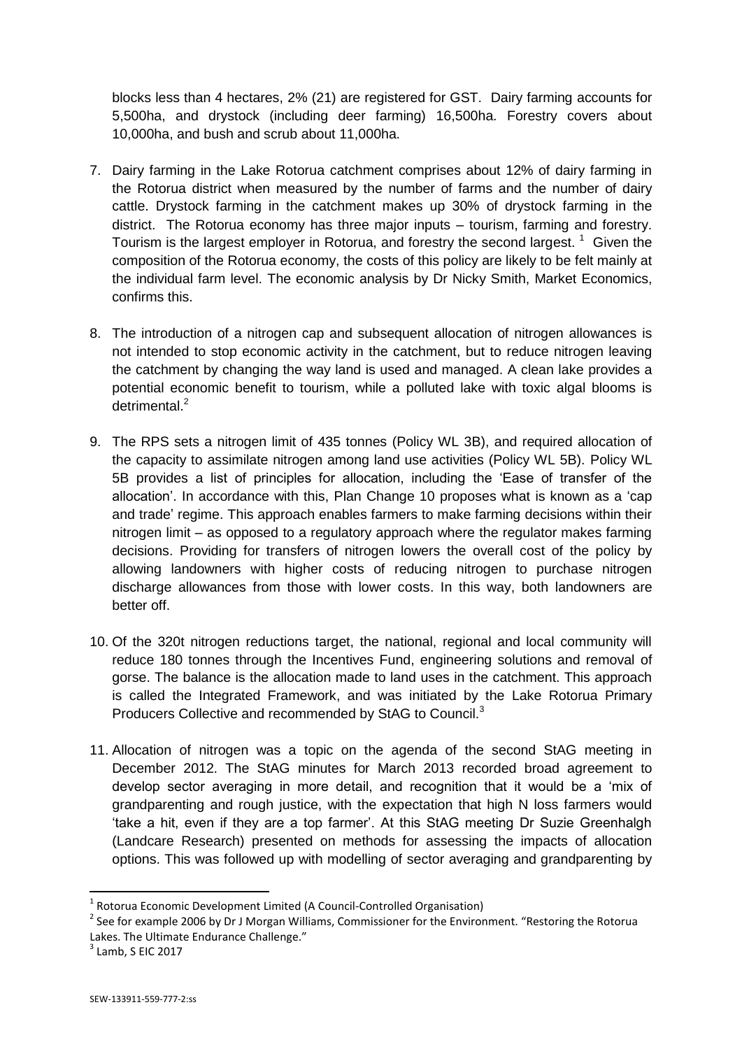blocks less than 4 hectares, 2% (21) are registered for GST. Dairy farming accounts for 5,500ha, and drystock (including deer farming) 16,500ha. Forestry covers about 10,000ha, and bush and scrub about 11,000ha.

7. Dairy farming in the Lake Rotorua catchment comprises about 12% of dairy farming in the Rotorua district when measured by the number of farms and the number of dairy cattle. Drystock farming in the catchment makes up 30% of drystock farming in the district. The Rotorua economy has three major inputs – tourism, farming and forestry. Tourism is the largest employer in Rotorua, and forestry the second largest. [1] Given the composition of the Rotorua economy, the costs of this policy are likely to be felt mainly at the individual farm level. The economic analysis by Dr Nicky Smith, Market Economics, confirms this.

8. The introduction of a nitrogen cap and subsequent allocation of nitrogen allowances is not intended to stop economic activity in the catchment, but to reduce nitrogen leaving the catchment by changing the way land is used and managed. A clean lake provides a potential economic benefit to tourism, while a polluted lake with toxic algal blooms is detrimental.[2]

9. The RPS sets a nitrogen limit of 435 tonnes (Policy WL 3B), and required allocation of the capacity to assimilate nitrogen among land use activities (Policy WL 5B). Policy WL 5B provides a list of principles for allocation, including the 'Ease of transfer of the allocation'. In accordance with this, Plan Change 10 proposes what is known as a 'cap and trade' regime. This approach enables farmers to make farming decisions within their nitrogen limit – as opposed to a regulatory approach where the regulator makes farming decisions. Providing for transfers of nitrogen lowers the overall cost of the policy by allowing landowners with higher costs of reducing nitrogen to purchase nitrogen discharge allowances from those with lower costs. In this way, both landowners are better off.

10. Of the 320t nitrogen reductions target, the national, regional and local community will reduce 180 tonnes through the Incentives Fund, engineering solutions and removal of gorse. The balance is the allocation made to land uses in the catchment. This approach is called the Integrated Framework, and was initiated by the Lake Rotorua Primary Producers Collective and recommended by StAG to Council.[3]

11. Allocation of nitrogen was a topic on the agenda of the second StAG meeting in December 2012. The StAG minutes for March 2013 recorded broad agreement to develop sector averaging in more detail, and recognition that it would be a 'mix of grandparenting and rough justice, with the expectation that high N loss farmers would 'take a hit, even if they are a top farmer'. At this StAG meeting Dr Suzie Greenhalgh (Landcare Research) presented on methods for assessing the impacts of allocation options. This was followed up with modelling of sector averaging and grandparenting by

---

[1] Rotorua Economic Development Limited (A Council-Controlled Organisation)

[2] See for example 2006 by Dr J Morgan Williams, Commissioner for the Environment. "Restoring the Rotorua Lakes. The Ultimate Endurance Challenge."

[3] Lamb, S EIC 2017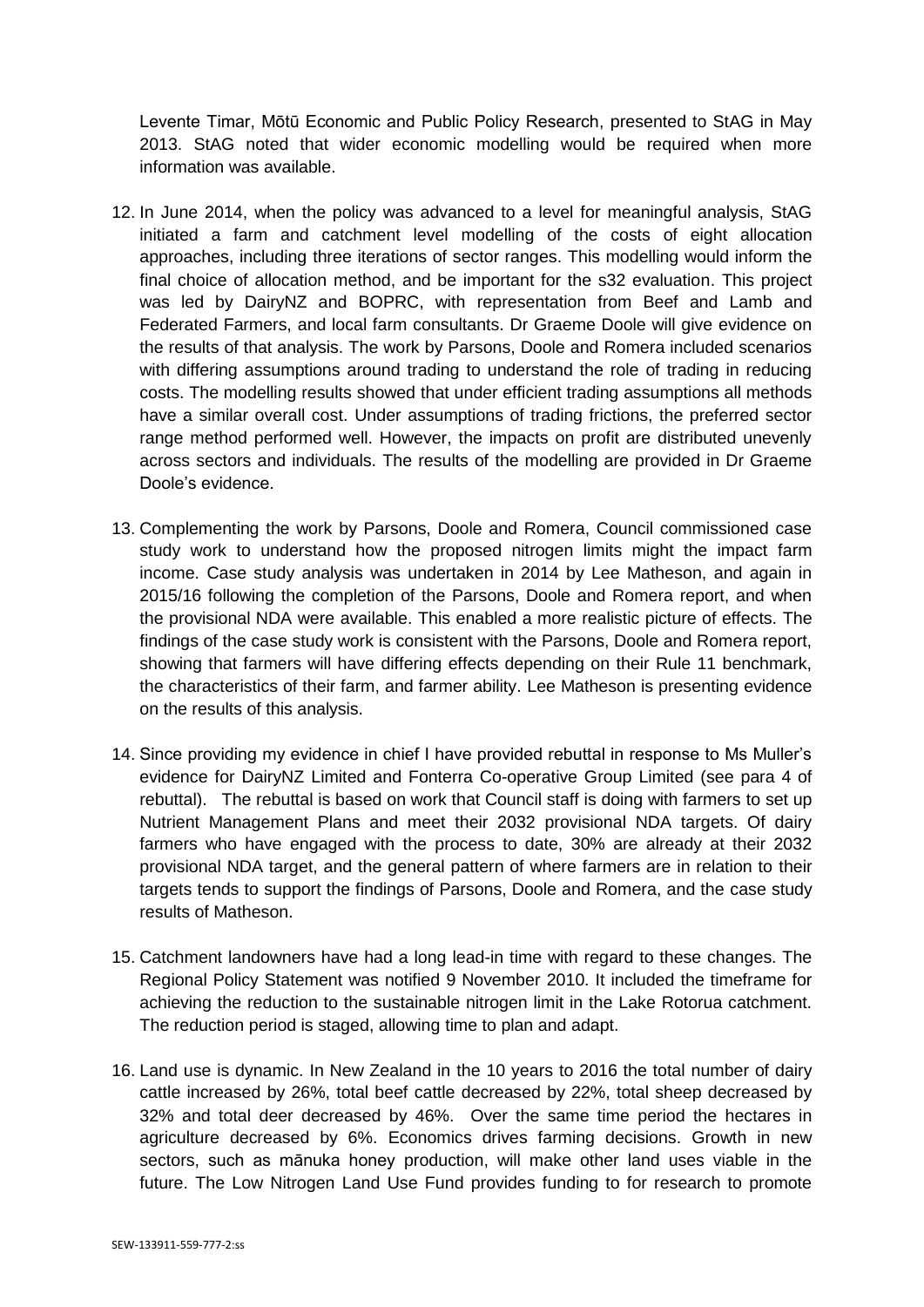Levente Timar, Mōtū Economic and Public Policy Research, presented to StAG in May 2013. StAG noted that wider economic modelling would be required when more information was available.

12. In June 2014, when the policy was advanced to a level for meaningful analysis, StAG initiated a farm and catchment level modelling of the costs of eight allocation approaches, including three iterations of sector ranges. This modelling would inform the final choice of allocation method, and be important for the s32 evaluation. This project was led by DairyNZ and BOPRC, with representation from Beef and Lamb and Federated Farmers, and local farm consultants. Dr Graeme Doole will give evidence on the results of that analysis. The work by Parsons, Doole and Romera included scenarios with differing assumptions around trading to understand the role of trading in reducing costs. The modelling results showed that under efficient trading assumptions all methods have a similar overall cost. Under assumptions of trading frictions, the preferred sector range method performed well. However, the impacts on profit are distributed unevenly across sectors and individuals. The results of the modelling are provided in Dr Graeme Doole's evidence.

13. Complementing the work by Parsons, Doole and Romera, Council commissioned case study work to understand how the proposed nitrogen limits might the impact farm income. Case study analysis was undertaken in 2014 by Lee Matheson, and again in 2015/16 following the completion of the Parsons, Doole and Romera report, and when the provisional NDA were available. This enabled a more realistic picture of effects. The findings of the case study work is consistent with the Parsons, Doole and Romera report, showing that farmers will have differing effects depending on their Rule 11 benchmark, the characteristics of their farm, and farmer ability. Lee Matheson is presenting evidence on the results of this analysis.

14. Since providing my evidence in chief I have provided rebuttal in response to Ms Muller's evidence for DairyNZ Limited and Fonterra Co-operative Group Limited (see para 4 of rebuttal). The rebuttal is based on work that Council staff is doing with farmers to set up Nutrient Management Plans and meet their 2032 provisional NDA targets. Of dairy farmers who have engaged with the process to date, 30% are already at their 2032 provisional NDA target, and the general pattern of where farmers are in relation to their targets tends to support the findings of Parsons, Doole and Romera, and the case study results of Matheson.

15. Catchment landowners have had a long lead-in time with regard to these changes. The Regional Policy Statement was notified 9 November 2010. It included the timeframe for achieving the reduction to the sustainable nitrogen limit in the Lake Rotorua catchment. The reduction period is staged, allowing time to plan and adapt.

16. Land use is dynamic. In New Zealand in the 10 years to 2016 the total number of dairy cattle increased by 26%, total beef cattle decreased by 22%, total sheep decreased by 32% and total deer decreased by 46%. Over the same time period the hectares in agriculture decreased by 6%. Economics drives farming decisions. Growth in new sectors, such as mānuka honey production, will make other land uses viable in the future. The Low Nitrogen Land Use Fund provides funding to for research to promote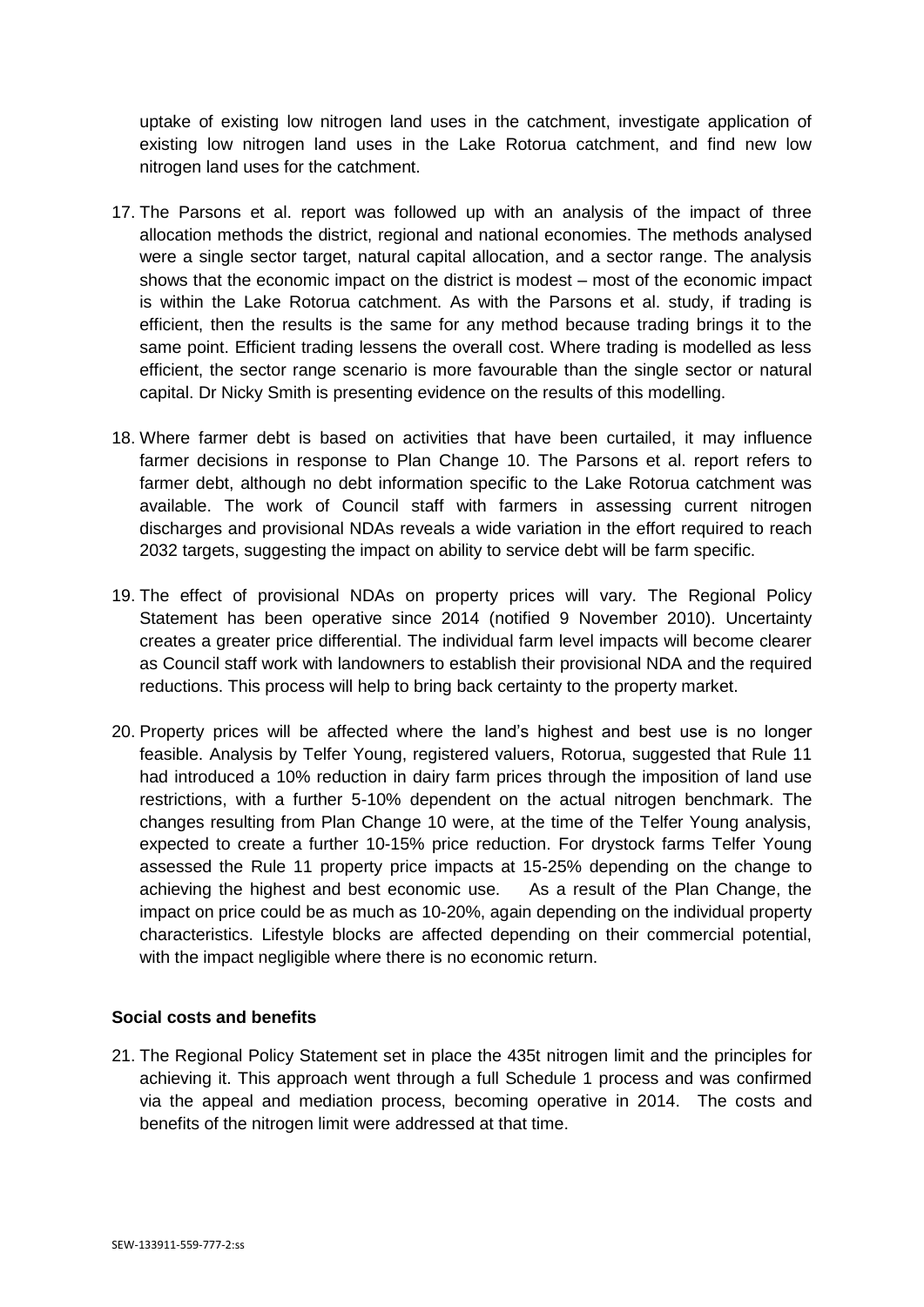uptake of existing low nitrogen land uses in the catchment, investigate application of existing low nitrogen land uses in the Lake Rotorua catchment, and find new low nitrogen land uses for the catchment.

17. The Parsons et al. report was followed up with an analysis of the impact of three allocation methods the district, regional and national economies. The methods analysed were a single sector target, natural capital allocation, and a sector range. The analysis shows that the economic impact on the district is modest – most of the economic impact is within the Lake Rotorua catchment. As with the Parsons et al. study, if trading is efficient, then the results is the same for any method because trading brings it to the same point. Efficient trading lessens the overall cost. Where trading is modelled as less efficient, the sector range scenario is more favourable than the single sector or natural capital. Dr Nicky Smith is presenting evidence on the results of this modelling.

18. Where farmer debt is based on activities that have been curtailed, it may influence farmer decisions in response to Plan Change 10. The Parsons et al. report refers to farmer debt, although no debt information specific to the Lake Rotorua catchment was available. The work of Council staff with farmers in assessing current nitrogen discharges and provisional NDAs reveals a wide variation in the effort required to reach 2032 targets, suggesting the impact on ability to service debt will be farm specific.

19. The effect of provisional NDAs on property prices will vary. The Regional Policy Statement has been operative since 2014 (notified 9 November 2010). Uncertainty creates a greater price differential. The individual farm level impacts will become clearer as Council staff work with landowners to establish their provisional NDA and the required reductions. This process will help to bring back certainty to the property market.

20. Property prices will be affected where the land's highest and best use is no longer feasible. Analysis by Telfer Young, registered valuers, Rotorua, suggested that Rule 11 had introduced a 10% reduction in dairy farm prices through the imposition of land use restrictions, with a further 5-10% dependent on the actual nitrogen benchmark. The changes resulting from Plan Change 10 were, at the time of the Telfer Young analysis, expected to create a further 10-15% price reduction. For drystock farms Telfer Young assessed the Rule 11 property price impacts at 15-25% depending on the change to achieving the highest and best economic use. As a result of the Plan Change, the impact on price could be as much as 10-20%, again depending on the individual property characteristics. Lifestyle blocks are affected depending on their commercial potential, with the impact negligible where there is no economic return.

**Social costs and benefits**

21. The Regional Policy Statement set in place the 435t nitrogen limit and the principles for achieving it. This approach went through a full Schedule 1 process and was confirmed via the appeal and mediation process, becoming operative in 2014. The costs and benefits of the nitrogen limit were addressed at that time.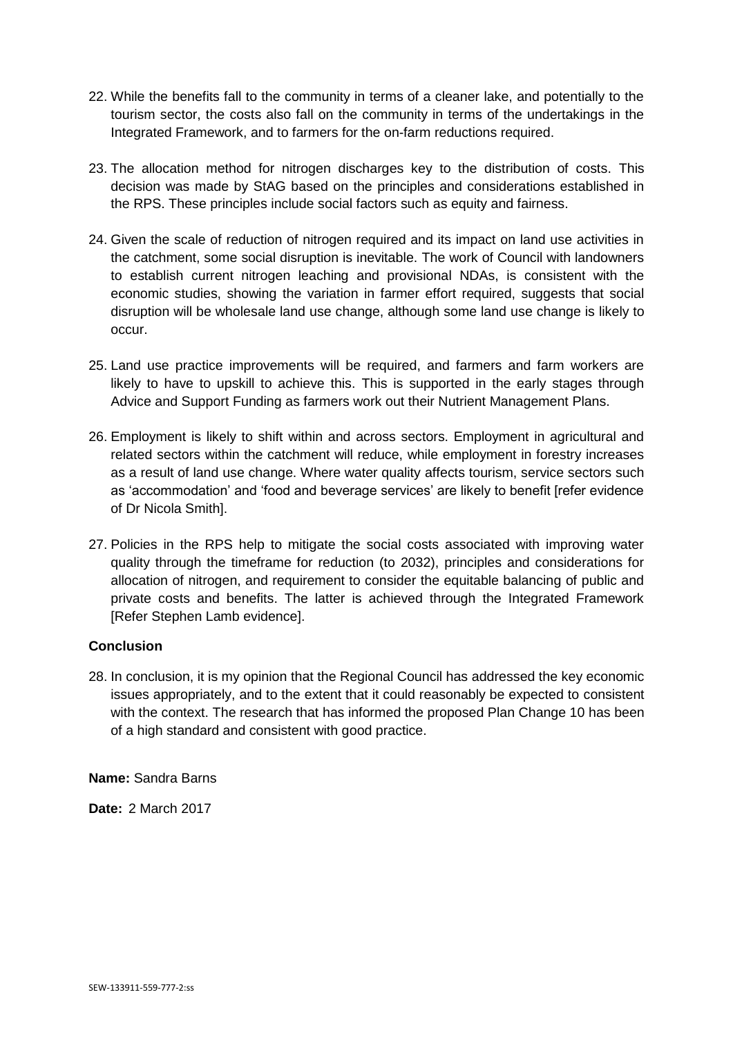22. While the benefits fall to the community in terms of a cleaner lake, and potentially to the tourism sector, the costs also fall on the community in terms of the undertakings in the Integrated Framework, and to farmers for the on-farm reductions required.

23. The allocation method for nitrogen discharges key to the distribution of costs. This decision was made by StAG based on the principles and considerations established in the RPS. These principles include social factors such as equity and fairness.

24. Given the scale of reduction of nitrogen required and its impact on land use activities in the catchment, some social disruption is inevitable. The work of Council with landowners to establish current nitrogen leaching and provisional NDAs, is consistent with the economic studies, showing the variation in farmer effort required, suggests that social disruption will be wholesale land use change, although some land use change is likely to occur.

25. Land use practice improvements will be required, and farmers and farm workers are likely to have to upskill to achieve this. This is supported in the early stages through Advice and Support Funding as farmers work out their Nutrient Management Plans.

26. Employment is likely to shift within and across sectors. Employment in agricultural and related sectors within the catchment will reduce, while employment in forestry increases as a result of land use change. Where water quality affects tourism, service sectors such as 'accommodation' and 'food and beverage services' are likely to benefit [refer evidence of Dr Nicola Smith].

27. Policies in the RPS help to mitigate the social costs associated with improving water quality through the timeframe for reduction (to 2032), principles and considerations for allocation of nitrogen, and requirement to consider the equitable balancing of public and private costs and benefits. The latter is achieved through the Integrated Framework [Refer Stephen Lamb evidence].

**Conclusion**

28. In conclusion, it is my opinion that the Regional Council has addressed the key economic issues appropriately, and to the extent that it could reasonably be expected to consistent with the context. The research that has informed the proposed Plan Change 10 has been of a high standard and consistent with good practice.

**Name:** Sandra Barns

**Date:** 2 March 2017

SEW-133911-559-777-2:ss